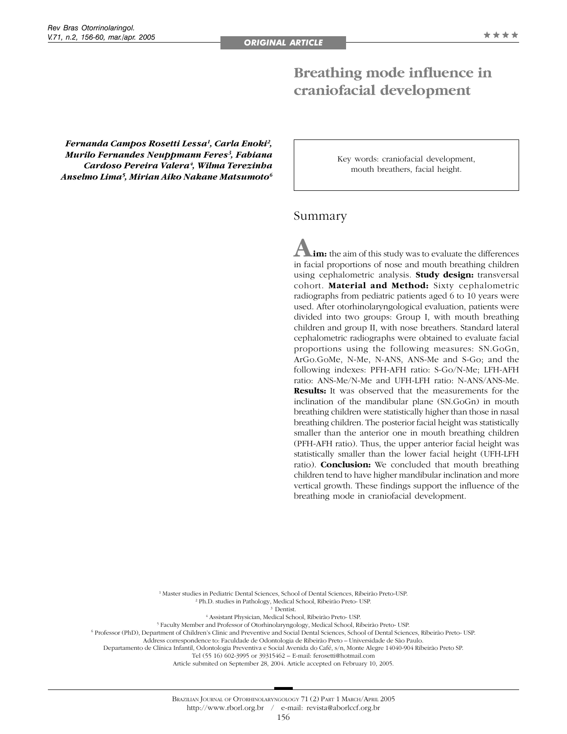ORIGINAL ARTICLE

# Breathing mode influence in craniofacial development

*Fernanda Campos Rosetti Lessa[1], Carla Enoki[2], Murilo Fernandes Neuppmann Feres[3], Fabiana Cardoso Pereira Valera[4], Wilma Terezinha Anselmo Lima[5], Mirian Aiko Nakane Matsumoto[6]*

Key words: craniofacial development, mouth breathers, facial height.

## Summary

**Aim:** the aim of this study was to evaluate the differences in facial proportions of nose and mouth breathing children using cephalometric analysis. **Study design:** transversal cohort. **Material and Method:** Sixty cephalometric radiographs from pediatric patients aged 6 to 10 years were used. After otorhinolaryngological evaluation, patients were divided into two groups: Group I, with mouth breathing children and group II, with nose breathers. Standard lateral cephalometric radiographs were obtained to evaluate facial proportions using the following measures: SN.GoGn, ArGo.GoMe, N-Me, N-ANS, ANS-Me and S-Go; and the following indexes: PFH-AFH ratio: S-Go/N-Me; LFH-AFH ratio: ANS-Me/N-Me and UFH-LFH ratio: N-ANS/ANS-Me. **Results:** It was observed that the measurements for the inclination of the mandibular plane (SN.GoGn) in mouth breathing children were statistically higher than those in nasal breathing children. The posterior facial height was statistically smaller than the anterior one in mouth breathing children (PFH-AFH ratio). Thus, the upper anterior facial height was statistically smaller than the lower facial height (UFH-LFH ratio). **Conclusion:** We concluded that mouth breathing children tend to have higher mandibular inclination and more vertical growth. These findings support the influence of the breathing mode in craniofacial development.

[1] Master studies in Pediatric Dental Sciences, School of Dental Sciences, Ribeirão Preto-USP.
[2] Ph.D. studies in Pathology, Medical School, Ribeirão Preto- USP.
[3] Dentist.
[4] Assistant Physician, Medical School, Ribeirão Preto- USP.
[5] Faculty Member and Professor of Otorhinolaryngology, Medical School, Ribeirão Preto- USP.
[6] Professor (PhD), Department of Children's Clinic and Preventive and Social Dental Sciences, School of Dental Sciences, Ribeirão Preto- USP.
Address correspondence to: Faculdade de Odontologia de Ribeirão Preto – Universidade de São Paulo.
Departamento de Clínica Infantil, Odontologia Preventiva e Social Avenida do Café, s/n, Monte Alegre 14040-904 Ribeirão Preto SP.
Tel (55 16) 602-3995 or 39315462 – E-mail: ferosetti@hotmail.com
Article submited on September 28, 2004. Article accepted on February 10, 2005.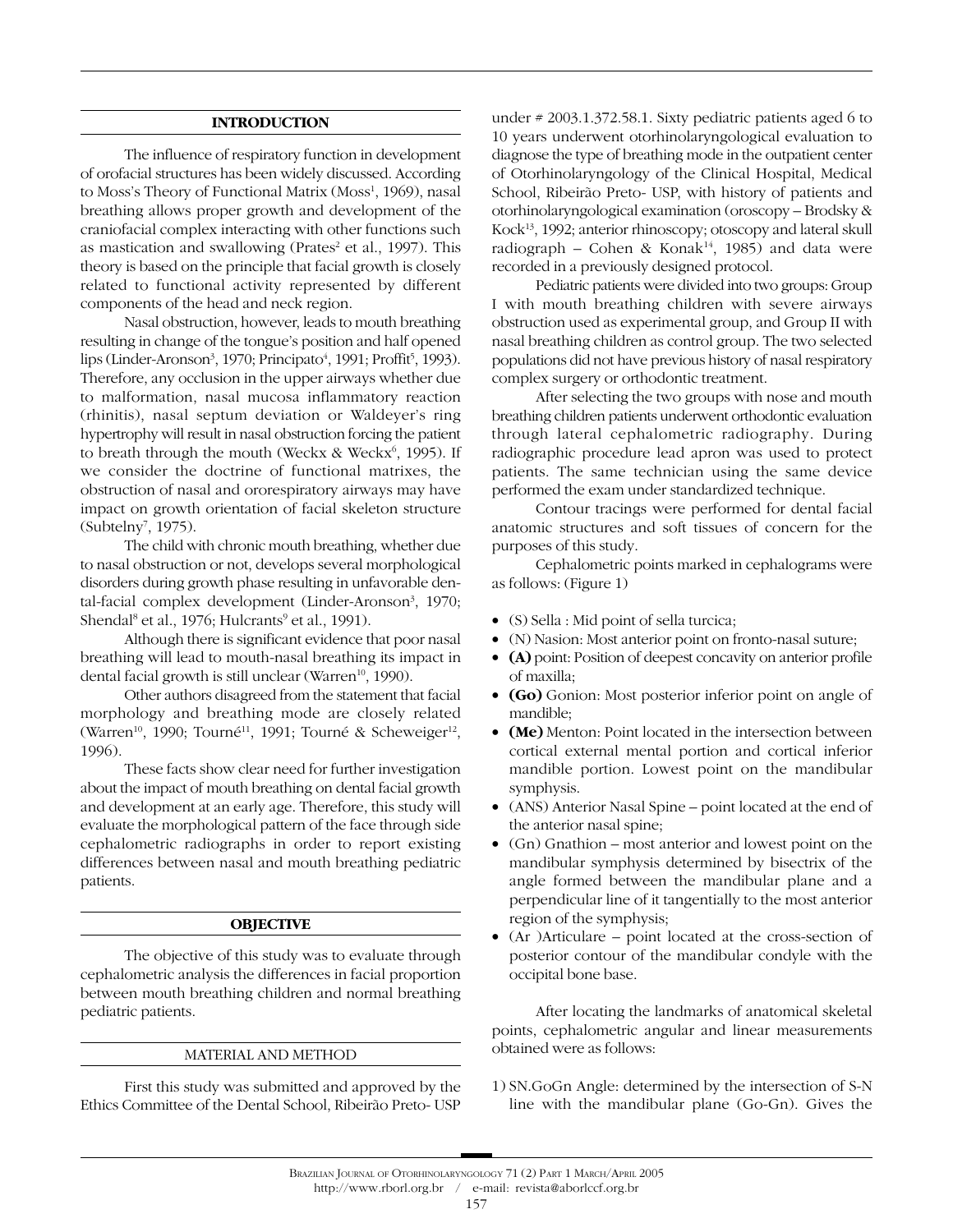## INTRODUCTION

The influence of respiratory function in development of orofacial structures has been widely discussed. According to Moss's Theory of Functional Matrix (Moss[1], 1969), nasal breathing allows proper growth and development of the craniofacial complex interacting with other functions such as mastication and swallowing (Prates[2] et al., 1997). This theory is based on the principle that facial growth is closely related to functional activity represented by different components of the head and neck region.

Nasal obstruction, however, leads to mouth breathing resulting in change of the tongue's position and half opened lips (Linder-Aronson[3], 1970; Principato[4], 1991; Proffit[5], 1993). Therefore, any occlusion in the upper airways whether due to malformation, nasal mucosa inflammatory reaction (rhinitis), nasal septum deviation or Waldeyer's ring hypertrophy will result in nasal obstruction forcing the patient to breath through the mouth (Weckx & Weckx[6], 1995). If we consider the doctrine of functional matrixes, the obstruction of nasal and ororespiratory airways may have impact on growth orientation of facial skeleton structure (Subtelny[7], 1975).

The child with chronic mouth breathing, whether due to nasal obstruction or not, develops several morphological disorders during growth phase resulting in unfavorable dental-facial complex development (Linder-Aronson[3], 1970; Shendal[8] et al., 1976; Hulcrants[9] et al., 1991).

Although there is significant evidence that poor nasal breathing will lead to mouth-nasal breathing its impact in dental facial growth is still unclear (Warren[10], 1990).

Other authors disagreed from the statement that facial morphology and breathing mode are closely related (Warren[10], 1990; Tourné[11], 1991; Tourné & Scheweiger[12], 1996).

These facts show clear need for further investigation about the impact of mouth breathing on dental facial growth and development at an early age. Therefore, this study will evaluate the morphological pattern of the face through side cephalometric radiographs in order to report existing differences between nasal and mouth breathing pediatric patients.

## OBJECTIVE

The objective of this study was to evaluate through cephalometric analysis the differences in facial proportion between mouth breathing children and normal breathing pediatric patients.

## MATERIAL AND METHOD

First this study was submitted and approved by the Ethics Committee of the Dental School, Ribeirão Preto- USP under # 2003.1.372.58.1. Sixty pediatric patients aged 6 to 10 years underwent otorhinolaryngological evaluation to diagnose the type of breathing mode in the outpatient center of Otorhinolaryngology of the Clinical Hospital, Medical School, Ribeirão Preto- USP, with history of patients and otorhinolaryngological examination (oroscopy – Brodsky & Kock[13], 1992; anterior rhinoscopy; otoscopy and lateral skull radiograph – Cohen & Konak[14], 1985) and data were recorded in a previously designed protocol.

Pediatric patients were divided into two groups: Group I with mouth breathing children with severe airways obstruction used as experimental group, and Group II with nasal breathing children as control group. The two selected populations did not have previous history of nasal respiratory complex surgery or orthodontic treatment.

After selecting the two groups with nose and mouth breathing children patients underwent orthodontic evaluation through lateral cephalometric radiography. During radiographic procedure lead apron was used to protect patients. The same technician using the same device performed the exam under standardized technique.

Contour tracings were performed for dental facial anatomic structures and soft tissues of concern for the purposes of this study.

Cephalometric points marked in cephalograms were as follows: (Figure 1)

- (S) Sella : Mid point of sella turcica;
- (N) Nasion: Most anterior point on fronto-nasal suture;
- **(A)** point: Position of deepest concavity on anterior profile of maxilla;
- **(Go)** Gonion: Most posterior inferior point on angle of mandible;
- **(Me)** Menton: Point located in the intersection between cortical external mental portion and cortical inferior mandible portion. Lowest point on the mandibular symphysis.
- (ANS) Anterior Nasal Spine – point located at the end of the anterior nasal spine;
- (Gn) Gnathion – most anterior and lowest point on the mandibular symphysis determined by bisectrix of the angle formed between the mandibular plane and a perpendicular line of it tangentially to the most anterior region of the symphysis;
- (Ar )Articulare – point located at the cross-section of posterior contour of the mandibular condyle with the occipital bone base.

After locating the landmarks of anatomical skeletal points, cephalometric angular and linear measurements obtained were as follows:

1) SN.GoGn Angle: determined by the intersection of S-N line with the mandibular plane (Go-Gn). Gives the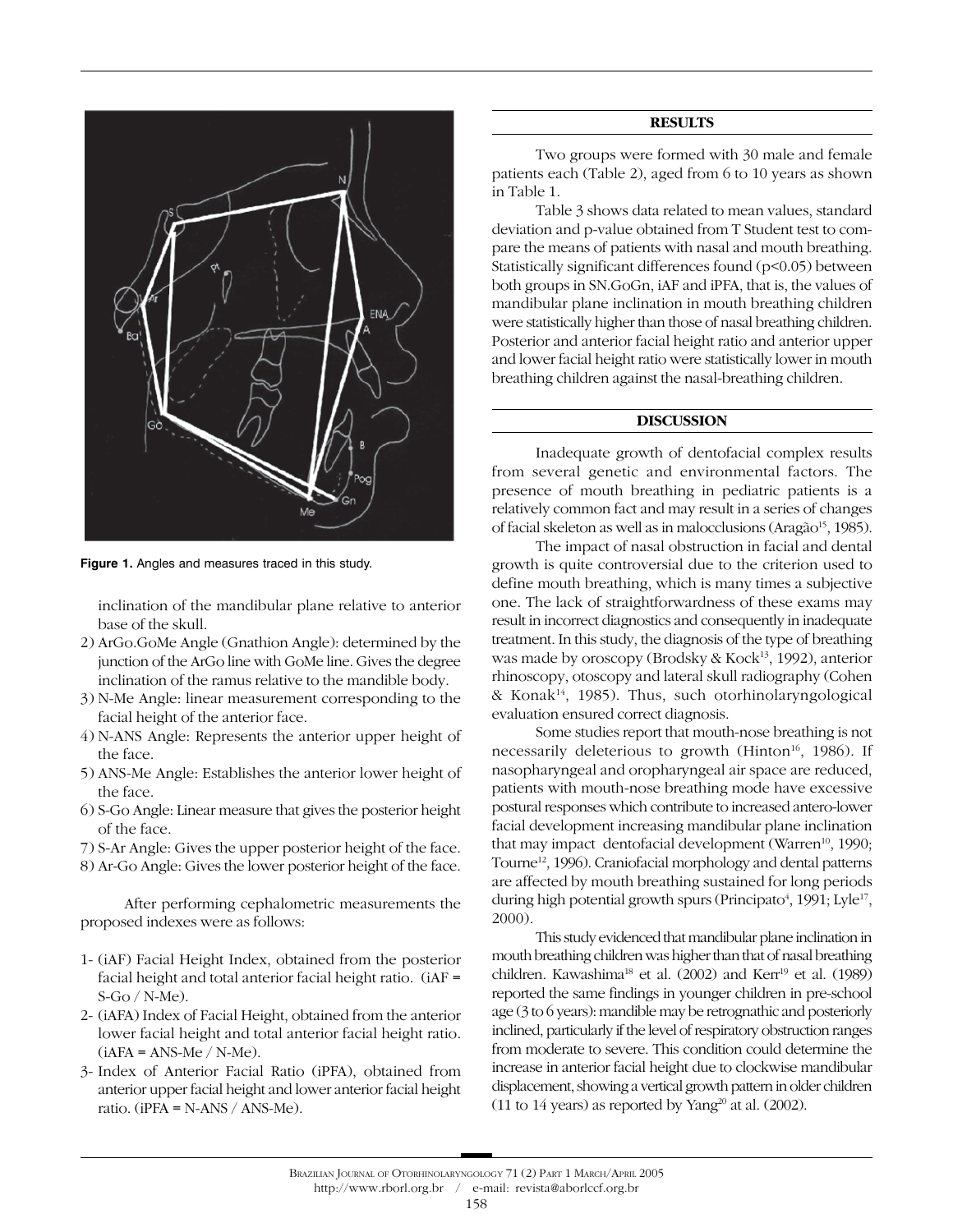Figure 1. Angles and measures traced in this study.

inclination of the mandibular plane relative to anterior base of the skull.

2) ArGo.GoMe Angle (Gnathion Angle): determined by the junction of the ArGo line with GoMe line. Gives the degree inclination of the ramus relative to the mandible body.
3) N-Me Angle: linear measurement corresponding to the facial height of the anterior face.
4) N-ANS Angle: Represents the anterior upper height of the face.
5) ANS-Me Angle: Establishes the anterior lower height of the face.
6) S-Go Angle: Linear measure that gives the posterior height of the face.
7) S-Ar Angle: Gives the upper posterior height of the face.
8) Ar-Go Angle: Gives the lower posterior height of the face.

After performing cephalometric measurements the proposed indexes were as follows:

1- (iAF) Facial Height Index, obtained from the posterior facial height and total anterior facial height ratio. (iAF = S-Go / N-Me).
2- (iAFA) Index of Facial Height, obtained from the anterior lower facial height and total anterior facial height ratio. (iAFA = ANS-Me / N-Me).
3- Index of Anterior Facial Ratio (iPFA), obtained from anterior upper facial height and lower anterior facial height ratio. (iPFA = N-ANS / ANS-Me).

## RESULTS

Two groups were formed with 30 male and female patients each (Table 2), aged from 6 to 10 years as shown in Table 1.

Table 3 shows data related to mean values, standard deviation and p-value obtained from T Student test to compare the means of patients with nasal and mouth breathing. Statistically significant differences found ($p<0.05$) between both groups in SN.GoGn, iAF and iPFA, that is, the values of mandibular plane inclination in mouth breathing children were statistically higher than those of nasal breathing children. Posterior and anterior facial height ratio and anterior upper and lower facial height ratio were statistically lower in mouth breathing children against the nasal-breathing children.

## DISCUSSION

Inadequate growth of dentofacial complex results from several genetic and environmental factors. The presence of mouth breathing in pediatric patients is a relatively common fact and may result in a series of changes of facial skeleton as well as in malocclusions (Aragão[15], 1985).

The impact of nasal obstruction in facial and dental growth is quite controversial due to the criterion used to define mouth breathing, which is many times a subjective one. The lack of straightforwardness of these exams may result in incorrect diagnostics and consequently in inadequate treatment. In this study, the diagnosis of the type of breathing was made by oroscopy (Brodsky & Kock[13], 1992), anterior rhinoscopy, otoscopy and lateral skull radiography (Cohen & Konak[14], 1985). Thus, such otorhinolaryngological evaluation ensured correct diagnosis.

Some studies report that mouth-nose breathing is not necessarily deleterious to growth (Hinton[16], 1986). If nasopharyngeal and oropharyngeal air space are reduced, patients with mouth-nose breathing mode have excessive postural responses which contribute to increased antero-lower facial development increasing mandibular plane inclination that may impact dentofacial development (Warren[10], 1990; Tourne[12], 1996). Craniofacial morphology and dental patterns are affected by mouth breathing sustained for long periods during high potential growth spurs (Principato[4], 1991; Lyle[17], 2000).

This study evidenced that mandibular plane inclination in mouth breathing children was higher than that of nasal breathing children. Kawashima[18] et al. (2002) and Kerr[19] et al. (1989) reported the same findings in younger children in pre-school age (3 to 6 years): mandible may be retrognathic and posteriorly inclined, particularly if the level of respiratory obstruction ranges from moderate to severe. This condition could determine the increase in anterior facial height due to clockwise mandibular displacement, showing a vertical growth pattern in older children (11 to 14 years) as reported by Yang[20] at al. (2002).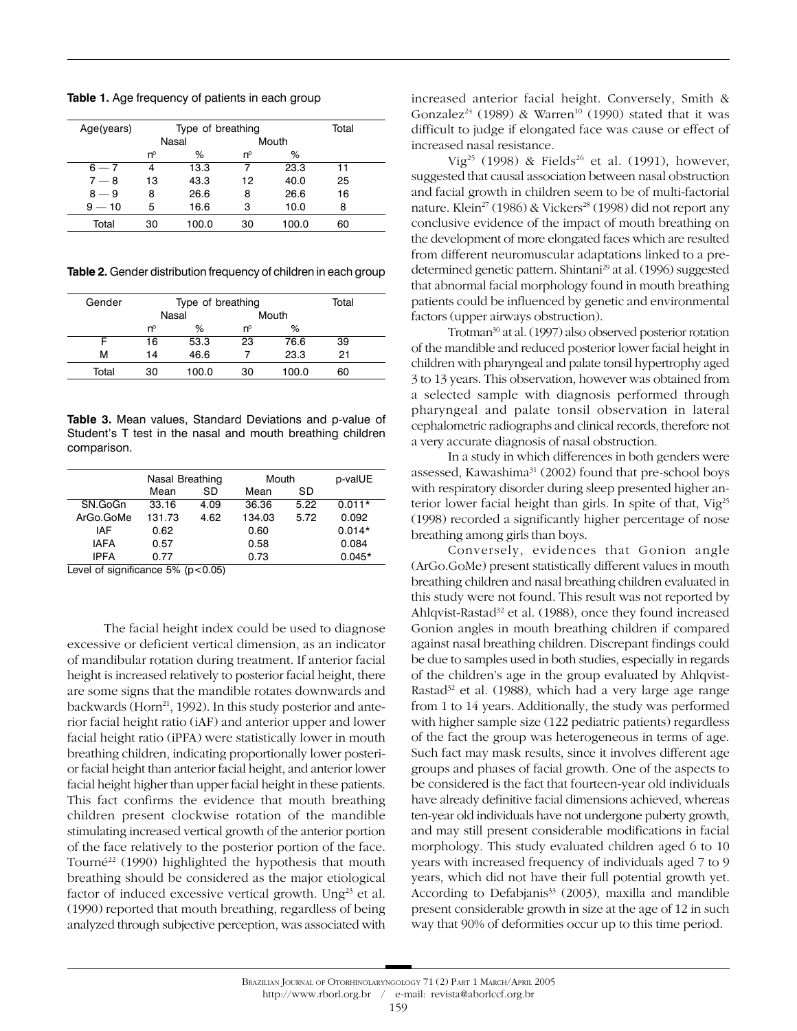**Table 1.** Age frequency of patients in each group

| Age(years) | Type of breathing | | | | Total |
|---|---|---|---|---|---|
| | Nasal | | Mouth | | |
| | nº | % | nº | % | |
| 6 — 7 | 4 | 13.3 | 7 | 23.3 | 11 |
| 7 — 8 | 13 | 43.3 | 12 | 40.0 | 25 |
| 8 — 9 | 8 | 26.6 | 8 | 26.6 | 16 |
| 9 — 10 | 5 | 16.6 | 3 | 10.0 | 8 |
| Total | 30 | 100.0 | 30 | 100.0 | 60 |

**Table 2.** Gender distribution frequency of children in each group

| Gender | Type of breathing | | | | Total |
|---|---|---|---|---|---|
| | Nasal | | Mouth | | |
| | nº | % | nº | % | |
| F | 16 | 53.3 | 23 | 76.6 | 39 |
| M | 14 | 46.6 | 7 | 23.3 | 21 |
| Total | 30 | 100.0 | 30 | 100.0 | 60 |

**Table 3.** Mean values, Standard Deviations and p-value of Student's T test in the nasal and mouth breathing children comparison.

| | Nasal Breathing | | Mouth | | p-valUE |
|---|---|---|---|---|---|
| | Mean | SD | Mean | SD | |
| SN.GoGn | 33.16 | 4.09 | 36.36 | 5.22 | 0.011* |
| ArGo.GoMe | 131.73 | 4.62 | 134.03 | 5.72 | 0.092 |
| IAF | 0.62 | | 0.60 | | 0.014* |
| IAFA | 0.57 | | 0.58 | | 0.084 |
| IPFA | 0.77 | | 0.73 | | 0.045* |

Level of significance 5% ($p<0.05$)

The facial height index could be used to diagnose excessive or deficient vertical dimension, as an indicator of mandibular rotation during treatment. If anterior facial height is increased relatively to posterior facial height, there are some signs that the mandible rotates downwards and backwards (Horn[21], 1992). In this study posterior and anterior facial height ratio (iAF) and anterior upper and lower facial height ratio (iPFA) were statistically lower in mouth breathing children, indicating proportionally lower posterior facial height than anterior facial height, and anterior lower facial height higher than upper facial height in these patients. This fact confirms the evidence that mouth breathing children present clockwise rotation of the mandible stimulating increased vertical growth of the anterior portion of the face relatively to the posterior portion of the face. Tourné[22] (1990) highlighted the hypothesis that mouth breathing should be considered as the major etiological factor of induced excessive vertical growth. Ung[23] et al. (1990) reported that mouth breathing, regardless of being analyzed through subjective perception, was associated with increased anterior facial height. Conversely, Smith & Gonzalez[24] (1989) & Warren[10] (1990) stated that it was difficult to judge if elongated face was cause or effect of increased nasal resistance.

Vig[25] (1998) & Fields[26] et al. (1991), however, suggested that causal association between nasal obstruction and facial growth in children seem to be of multi-factorial nature. Klein[27] (1986) & Vickers[28] (1998) did not report any conclusive evidence of the impact of mouth breathing on the development of more elongated faces which are resulted from different neuromuscular adaptations linked to a predetermined genetic pattern. Shintani[29] at al. (1996) suggested that abnormal facial morphology found in mouth breathing patients could be influenced by genetic and environmental factors (upper airways obstruction).

Trotman[30] at al. (1997) also observed posterior rotation of the mandible and reduced posterior lower facial height in children with pharyngeal and palate tonsil hypertrophy aged 3 to 13 years. This observation, however was obtained from a selected sample with diagnosis performed through pharyngeal and palate tonsil observation in lateral cephalometric radiographs and clinical records, therefore not a very accurate diagnosis of nasal obstruction.

In a study in which differences in both genders were assessed, Kawashima[31] (2002) found that pre-school boys with respiratory disorder during sleep presented higher anterior lower facial height than girls. In spite of that, Vig[25] (1998) recorded a significantly higher percentage of nose breathing among girls than boys.

Conversely, evidences that Gonion angle (ArGo.GoMe) present statistically different values in mouth breathing children and nasal breathing children evaluated in this study were not found. This result was not reported by Ahlqvist-Rastad[32] et al. (1988), once they found increased Gonion angles in mouth breathing children if compared against nasal breathing children. Discrepant findings could be due to samples used in both studies, especially in regards of the children's age in the group evaluated by Ahlqvist-Rastad[32] et al. (1988), which had a very large age range from 1 to 14 years. Additionally, the study was performed with higher sample size (122 pediatric patients) regardless of the fact the group was heterogeneous in terms of age. Such fact may mask results, since it involves different age groups and phases of facial growth. One of the aspects to be considered is the fact that fourteen-year old individuals have already definitive facial dimensions achieved, whereas ten-year old individuals have not undergone puberty growth, and may still present considerable modifications in facial morphology. This study evaluated children aged 6 to 10 years with increased frequency of individuals aged 7 to 9 years, which did not have their full potential growth yet. According to Defabjanis[33] (2003), maxilla and mandible present considerable growth in size at the age of 12 in such way that 90% of deformities occur up to this time period.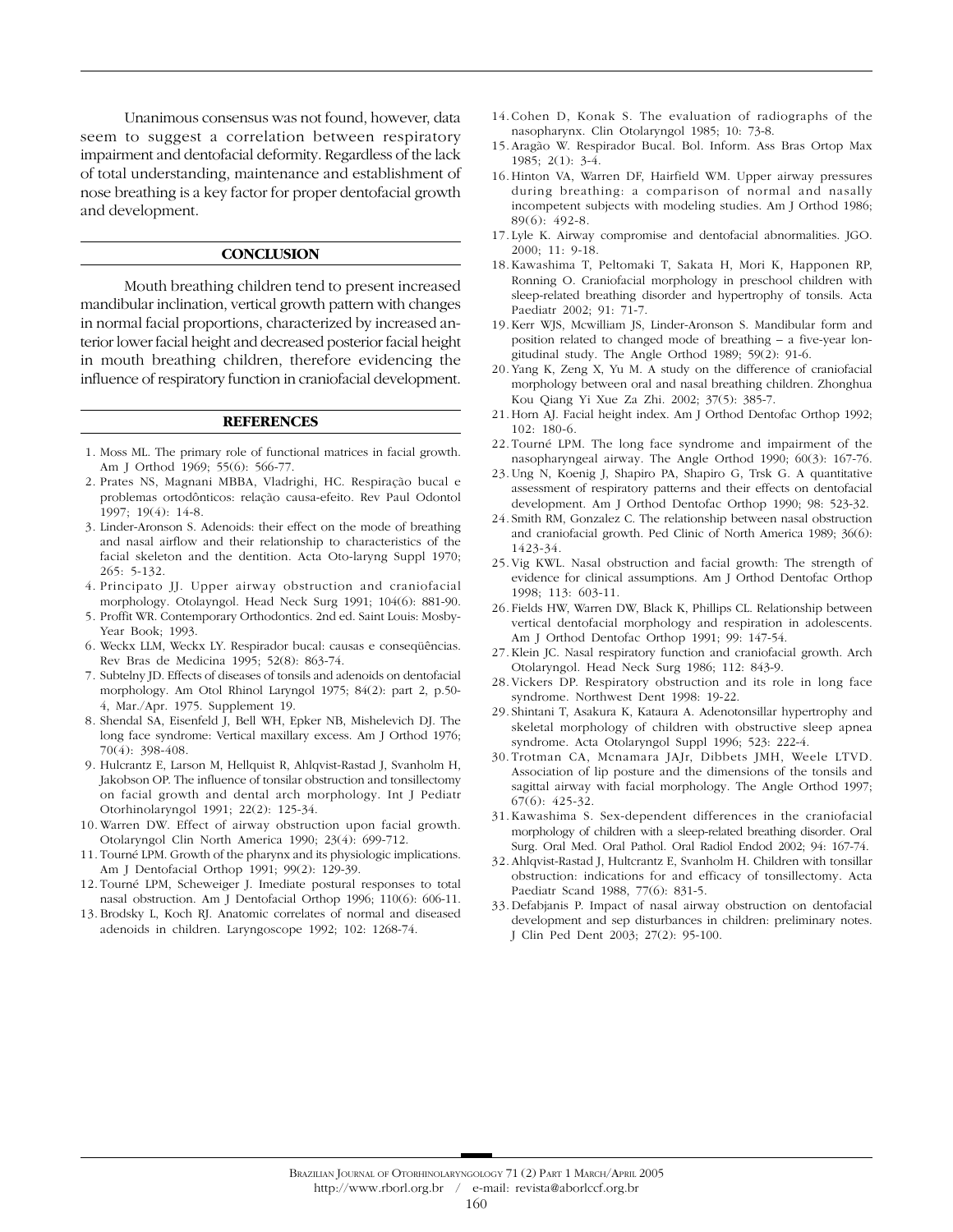Unanimous consensus was not found, however, data seem to suggest a correlation between respiratory impairment and dentofacial deformity. Regardless of the lack of total understanding, maintenance and establishment of nose breathing is a key factor for proper dentofacial growth and development.

## CONCLUSION

Mouth breathing children tend to present increased mandibular inclination, vertical growth pattern with changes in normal facial proportions, characterized by increased anterior lower facial height and decreased posterior facial height in mouth breathing children, therefore evidencing the influence of respiratory function in craniofacial development.

## REFERENCES

1. Moss ML. The primary role of functional matrices in facial growth. Am J Orthod 1969; 55(6): 566-77.
2. Prates NS, Magnani MBBA, Vladrighi, HC. Respiração bucal e problemas ortodônticos: relação causa-efeito. Rev Paul Odontol 1997; 19(4): 14-8.
3. Linder-Aronson S. Adenoids: their effect on the mode of breathing and nasal airflow and their relationship to characteristics of the facial skeleton and the dentition. Acta Oto-laryng Suppl 1970; 265: 5-132.
4. Principato JJ. Upper airway obstruction and craniofacial morphology. Otolayngol. Head Neck Surg 1991; 104(6): 881-90.
5. Proffit WR. Contemporary Orthodontics. 2nd ed. Saint Louis: Mosby-Year Book; 1993.
6. Weckx LLM, Weckx LY. Respirador bucal: causas e conseqüências. Rev Bras de Medicina 1995; 52(8): 863-74.
7. Subtelny JD. Effects of diseases of tonsils and adenoids on dentofacial morphology. Am Otol Rhinol Laryngol 1975; 84(2): part 2, p.50-4, Mar./Apr. 1975. Supplement 19.
8. Shendal SA, Eisenfeld J, Bell WH, Epker NB, Mishelevich DJ. The long face syndrome: Vertical maxillary excess. Am J Orthod 1976; 70(4): 398-408.
9. Hulcrantz E, Larson M, Hellquist R, Ahlqvist-Rastad J, Svanholm H, Jakobson OP. The influence of tonsilar obstruction and tonsillectomy on facial growth and dental arch morphology. Int J Pediatr Otorhinolaryngol 1991; 22(2): 125-34.
10. Warren DW. Effect of airway obstruction upon facial growth. Otolaryngol Clin North America 1990; 23(4): 699-712.
11. Tourné LPM. Growth of the pharynx and its physiologic implications. Am J Dentofacial Orthop 1991; 99(2): 129-39.
12. Tourné LPM, Scheweiger J. Imediate postural responses to total nasal obstruction. Am J Dentofacial Orthop 1996; 110(6): 606-11.
13. Brodsky L, Koch RJ. Anatomic correlates of normal and diseased adenoids in children. Laryngoscope 1992; 102: 1268-74.
14. Cohen D, Konak S. The evaluation of radiographs of the nasopharynx. Clin Otolaryngol 1985; 10: 73-8.
15. Aragão W. Respirador Bucal. Bol. Inform. Ass Bras Ortop Max 1985; 2(1): 3-4.
16. Hinton VA, Warren DF, Hairfield WM. Upper airway pressures during breathing: a comparison of normal and nasally incompetent subjects with modeling studies. Am J Orthod 1986; 89(6): 492-8.
17. Lyle K. Airway compromise and dentofacial abnormalities. JGO. 2000; 11: 9-18.
18. Kawashima T, Peltomaki T, Sakata H, Mori K, Happonen RP, Ronning O. Craniofacial morphology in preschool children with sleep-related breathing disorder and hypertrophy of tonsils. Acta Paediatr 2002; 91: 71-7.
19. Kerr WJS, Mcwilliam JS, Linder-Aronson S. Mandibular form and position related to changed mode of breathing – a five-year longitudinal study. The Angle Orthod 1989; 59(2): 91-6.
20. Yang K, Zeng X, Yu M. A study on the difference of craniofacial morphology between oral and nasal breathing children. Zhonghua Kou Qiang Yi Xue Za Zhi. 2002; 37(5): 385-7.
21. Horn AJ. Facial height index. Am J Orthod Dentofac Orthop 1992; 102: 180-6.
22. Tourné LPM. The long face syndrome and impairment of the nasopharyngeal airway. The Angle Orthod 1990; 60(3): 167-76.
23. Ung N, Koenig J, Shapiro PA, Shapiro G, Trsk G. A quantitative assessment of respiratory patterns and their effects on dentofacial development. Am J Orthod Dentofac Orthop 1990; 98: 523-32.
24. Smith RM, Gonzalez C. The relationship between nasal obstruction and craniofacial growth. Ped Clinic of North America 1989; 36(6): 1423-34.
25. Vig KWL. Nasal obstruction and facial growth: The strength of evidence for clinical assumptions. Am J Orthod Dentofac Orthop 1998; 113: 603-11.
26. Fields HW, Warren DW, Black K, Phillips CL. Relationship between vertical dentofacial morphology and respiration in adolescents. Am J Orthod Dentofac Orthop 1991; 99: 147-54.
27. Klein JC. Nasal respiratory function and craniofacial growth. Arch Otolaryngol. Head Neck Surg 1986; 112: 843-9.
28. Vickers DP. Respiratory obstruction and its role in long face syndrome. Northwest Dent 1998: 19-22.
29. Shintani T, Asakura K, Kataura A. Adenotonsillar hypertrophy and skeletal morphology of children with obstructive sleep apnea syndrome. Acta Otolaryngol Suppl 1996; 523: 222-4.
30. Trotman CA, Mcnamara JAJr, Dibbets JMH, Weele LTVD. Association of lip posture and the dimensions of the tonsils and sagittal airway with facial morphology. The Angle Orthod 1997; 67(6): 425-32.
31. Kawashima S. Sex-dependent differences in the craniofacial morphology of children with a sleep-related breathing disorder. Oral Surg. Oral Med. Oral Pathol. Oral Radiol Endod 2002; 94: 167-74.
32. Ahlqvist-Rastad J, Hultcrantz E, Svanholm H. Children with tonsillar obstruction: indications for and efficacy of tonsillectomy. Acta Paediatr Scand 1988, 77(6): 831-5.
33. Defabjanis P. Impact of nasal airway obstruction on dentofacial development and sep disturbances in children: preliminary notes. J Clin Ped Dent 2003; 27(2): 95-100.